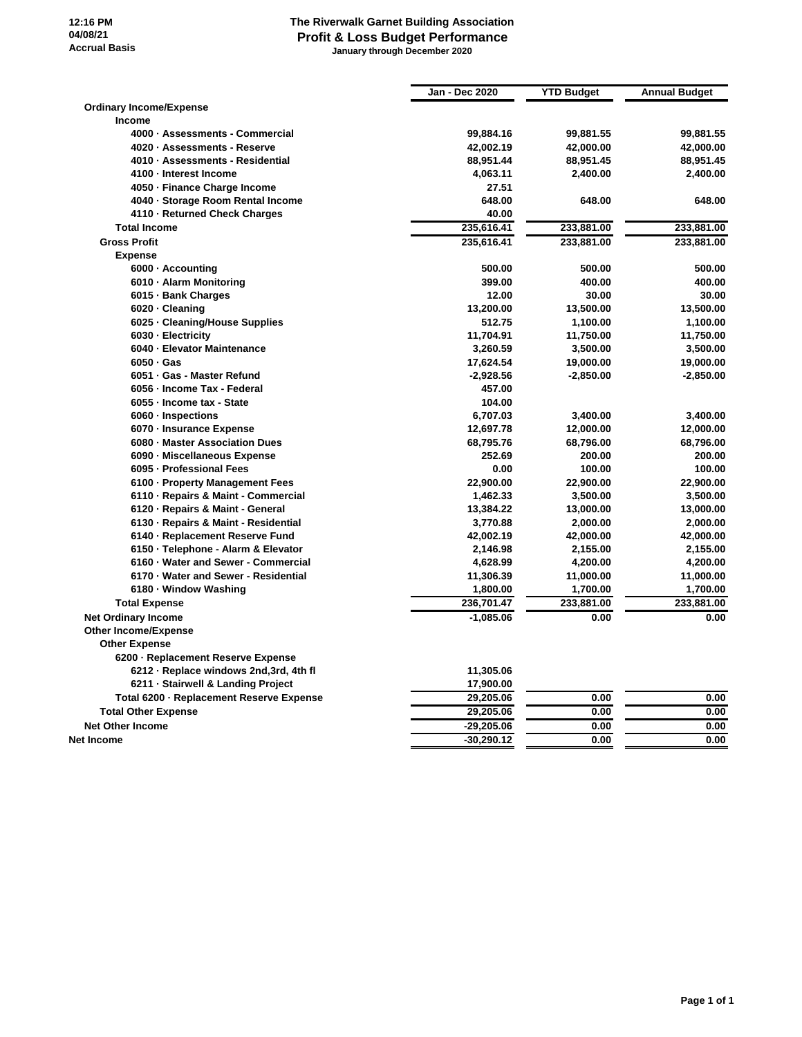12:16 PM
04/08/21
Accrual Basis

# The Riverwalk Garnet Building Association
## Profit & Loss Budget Performance
### January through December 2020

| | Jan - Dec 2020 | YTD Budget | Annual Budget |
|---|---|---|---|
| **Ordinary Income/Expense** | | | |
| **Income** | | | |
| 4000 · Assessments - Commercial | 99,884.16 | 99,881.55 | 99,881.55 |
| 4020 · Assessments - Reserve | 42,002.19 | 42,000.00 | 42,000.00 |
| 4010 · Assessments - Residential | 88,951.44 | 88,951.45 | 88,951.45 |
| 4100 · Interest Income | 4,063.11 | 2,400.00 | 2,400.00 |
| 4050 · Finance Charge Income | 27.51 | | |
| 4040 · Storage Room Rental Income | 648.00 | 648.00 | 648.00 |
| 4110 · Returned Check Charges | 40.00 | | |
| **Total Income** | 235,616.41 | 233,881.00 | 233,881.00 |
| **Gross Profit** | 235,616.41 | 233,881.00 | 233,881.00 |
| **Expense** | | | |
| 6000 · Accounting | 500.00 | 500.00 | 500.00 |
| 6010 · Alarm Monitoring | 399.00 | 400.00 | 400.00 |
| 6015 · Bank Charges | 12.00 | 30.00 | 30.00 |
| 6020 · Cleaning | 13,200.00 | 13,500.00 | 13,500.00 |
| 6025 · Cleaning/House Supplies | 512.75 | 1,100.00 | 1,100.00 |
| 6030 · Electricity | 11,704.91 | 11,750.00 | 11,750.00 |
| 6040 · Elevator Maintenance | 3,260.59 | 3,500.00 | 3,500.00 |
| 6050 · Gas | 17,624.54 | 19,000.00 | 19,000.00 |
| 6051 · Gas - Master Refund | -2,928.56 | -2,850.00 | -2,850.00 |
| 6056 · Income Tax - Federal | 457.00 | | |
| 6055 · Income tax - State | 104.00 | | |
| 6060 · Inspections | 6,707.03 | 3,400.00 | 3,400.00 |
| 6070 · Insurance Expense | 12,697.78 | 12,000.00 | 12,000.00 |
| 6080 · Master Association Dues | 68,795.76 | 68,796.00 | 68,796.00 |
| 6090 · Miscellaneous Expense | 252.69 | 200.00 | 200.00 |
| 6095 · Professional Fees | 0.00 | 100.00 | 100.00 |
| 6100 · Property Management Fees | 22,900.00 | 22,900.00 | 22,900.00 |
| 6110 · Repairs & Maint - Commercial | 1,462.33 | 3,500.00 | 3,500.00 |
| 6120 · Repairs & Maint - General | 13,384.22 | 13,000.00 | 13,000.00 |
| 6130 · Repairs & Maint - Residential | 3,770.88 | 2,000.00 | 2,000.00 |
| 6140 · Replacement Reserve Fund | 42,002.19 | 42,000.00 | 42,000.00 |
| 6150 · Telephone - Alarm & Elevator | 2,146.98 | 2,155.00 | 2,155.00 |
| 6160 · Water and Sewer - Commercial | 4,628.99 | 4,200.00 | 4,200.00 |
| 6170 · Water and Sewer - Residential | 11,306.39 | 11,000.00 | 11,000.00 |
| 6180 · Window Washing | 1,800.00 | 1,700.00 | 1,700.00 |
| **Total Expense** | 236,701.47 | 233,881.00 | 233,881.00 |
| **Net Ordinary Income** | -1,085.06 | 0.00 | 0.00 |
| **Other Income/Expense** | | | |
| **Other Expense** | | | |
| 6200 · Replacement Reserve Expense | | | |
| 6212 · Replace windows 2nd,3rd, 4th fl | 11,305.06 | | |
| 6211 · Stairwell & Landing Project | 17,900.00 | | |
| **Total 6200 · Replacement Reserve Expense** | 29,205.06 | 0.00 | 0.00 |
| **Total Other Expense** | 29,205.06 | 0.00 | 0.00 |
| **Net Other Income** | -29,205.06 | 0.00 | 0.00 |
| **Net Income** | -30,290.12 | 0.00 | 0.00 |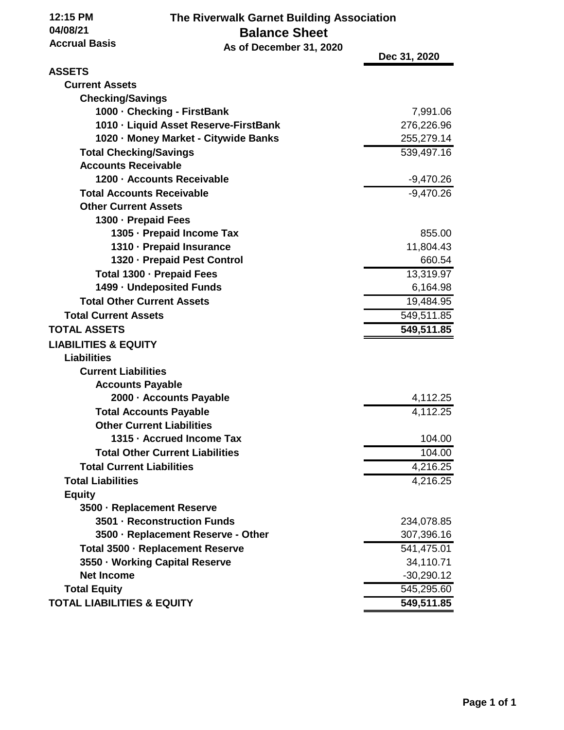12:15 PM
04/08/21
Accrual Basis

# The Riverwalk Garnet Building Association
## Balance Sheet
### As of December 31, 2020

| | Dec 31, 2020 |
|---|---|
| **ASSETS** | |
| **Current Assets** | |
| **Checking/Savings** | |
| **1000 · Checking - FirstBank** | 7,991.06 |
| **1010 · Liquid Asset Reserve-FirstBank** | 276,226.96 |
| **1020 · Money Market - Citywide Banks** | 255,279.14 |
| **Total Checking/Savings** | 539,497.16 |
| **Accounts Receivable** | |
| **1200 · Accounts Receivable** | -9,470.26 |
| **Total Accounts Receivable** | -9,470.26 |
| **Other Current Assets** | |
| **1300 · Prepaid Fees** | |
| **1305 · Prepaid Income Tax** | 855.00 |
| **1310 · Prepaid Insurance** | 11,804.43 |
| **1320 · Prepaid Pest Control** | 660.54 |
| **Total 1300 · Prepaid Fees** | 13,319.97 |
| **1499 · Undeposited Funds** | 6,164.98 |
| **Total Other Current Assets** | 19,484.95 |
| **Total Current Assets** | 549,511.85 |
| **TOTAL ASSETS** | **549,511.85** |
| **LIABILITIES & EQUITY** | |
| **Liabilities** | |
| **Current Liabilities** | |
| **Accounts Payable** | |
| **2000 · Accounts Payable** | 4,112.25 |
| **Total Accounts Payable** | 4,112.25 |
| **Other Current Liabilities** | |
| **1315 · Accrued Income Tax** | 104.00 |
| **Total Other Current Liabilities** | 104.00 |
| **Total Current Liabilities** | 4,216.25 |
| **Total Liabilities** | 4,216.25 |
| **Equity** | |
| **3500 · Replacement Reserve** | |
| **3501 · Reconstruction Funds** | 234,078.85 |
| **3500 · Replacement Reserve - Other** | 307,396.16 |
| **Total 3500 · Replacement Reserve** | 541,475.01 |
| **3550 · Working Capital Reserve** | 34,110.71 |
| **Net Income** | -30,290.12 |
| **Total Equity** | 545,295.60 |
| **TOTAL LIABILITIES & EQUITY** | **549,511.85** |